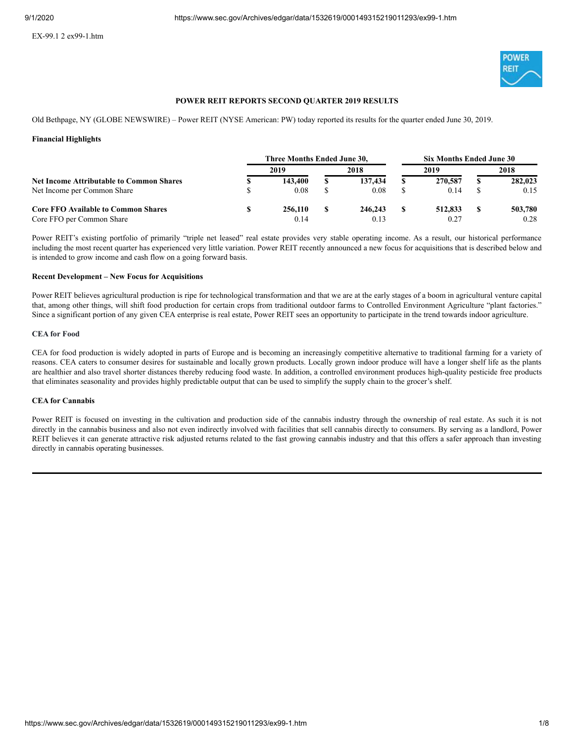EX-99.1 2 ex99-1.htm

**POWER REIT REPORTS SECOND QUARTER 2019 RESULTS**

Old Bethpage, NY (GLOBE NEWSWIRE) – Power REIT (NYSE American: PW) today reported its results for the quarter ended June 30, 2019.

**Financial Highlights**

| | Three Months Ended June 30, | | Six Months Ended June 30 | |
|---|---|---|---|---|
| | 2019 | 2018 | 2019 | 2018 |
| **Net Income Attributable to Common Shares** | **$ 143,400** | **$ 137,434** | **$ 270,587** | **$ 282,023** |
| Net Income per Common Share | $ 0.08 | $ 0.08 | $ 0.14 | $ 0.15 |
| **Core FFO Available to Common Shares** | **$ 256,110** | **$ 246,243** | **$ 512,833** | **$ 503,780** |
| Core FFO per Common Share | 0.14 | 0.13 | 0.27 | 0.28 |

Power REIT's existing portfolio of primarily "triple net leased" real estate provides very stable operating income. As a result, our historical performance including the most recent quarter has experienced very little variation. Power REIT recently announced a new focus for acquisitions that is described below and is intended to grow income and cash flow on a going forward basis.

**Recent Development – New Focus for Acquisitions**

Power REIT believes agricultural production is ripe for technological transformation and that we are at the early stages of a boom in agricultural venture capital that, among other things, will shift food production for certain crops from traditional outdoor farms to Controlled Environment Agriculture "plant factories." Since a significant portion of any given CEA enterprise is real estate, Power REIT sees an opportunity to participate in the trend towards indoor agriculture.

**CEA for Food**

CEA for food production is widely adopted in parts of Europe and is becoming an increasingly competitive alternative to traditional farming for a variety of reasons. CEA caters to consumer desires for sustainable and locally grown products. Locally grown indoor produce will have a longer shelf life as the plants are healthier and also travel shorter distances thereby reducing food waste. In addition, a controlled environment produces high-quality pesticide free products that eliminates seasonality and provides highly predictable output that can be used to simplify the supply chain to the grocer's shelf.

**CEA for Cannabis**

Power REIT is focused on investing in the cultivation and production side of the cannabis industry through the ownership of real estate. As such it is not directly in the cannabis business and also not even indirectly involved with facilities that sell cannabis directly to consumers. By serving as a landlord, Power REIT believes it can generate attractive risk adjusted returns related to the fast growing cannabis industry and that this offers a safer approach than investing directly in cannabis operating businesses.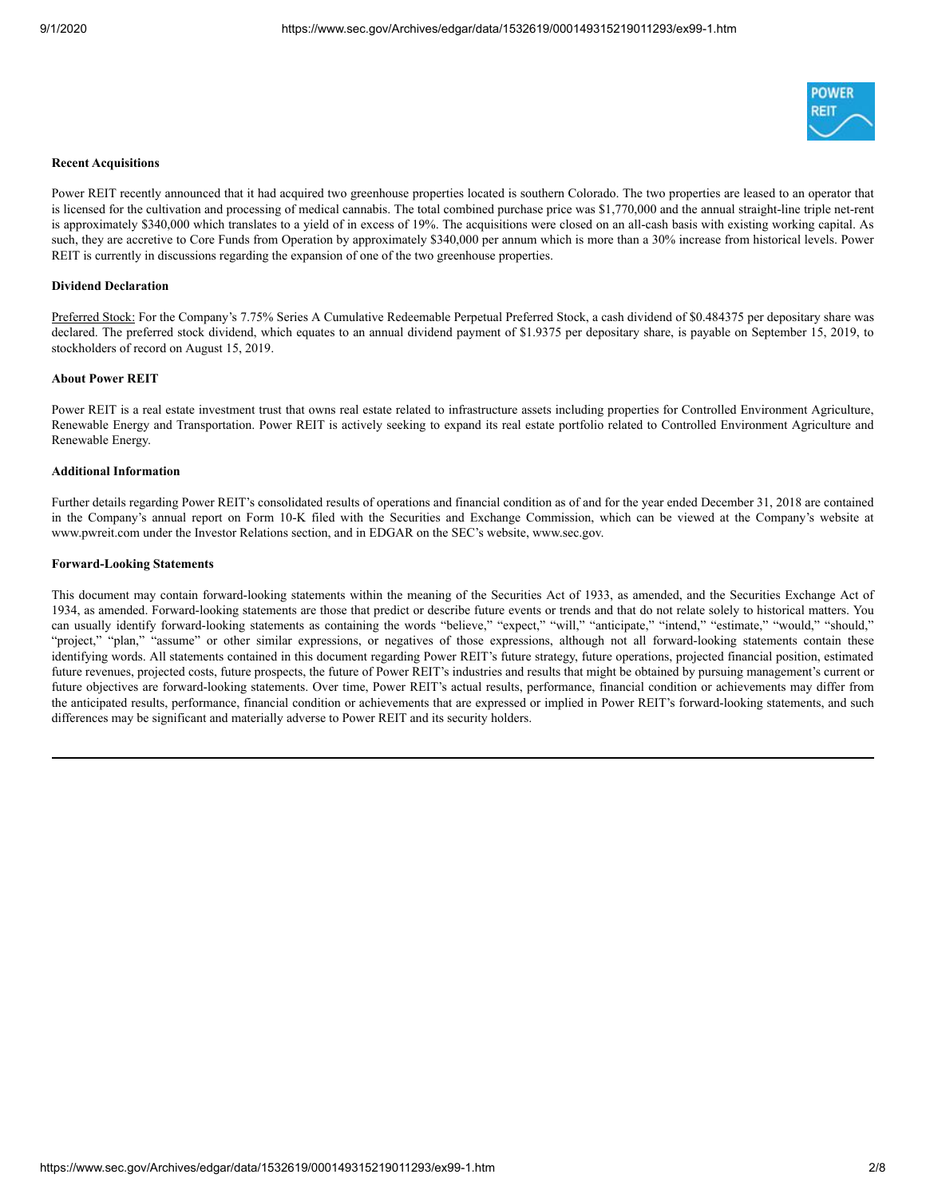**Recent Acquisitions**

Power REIT recently announced that it had acquired two greenhouse properties located is southern Colorado. The two properties are leased to an operator that is licensed for the cultivation and processing of medical cannabis. The total combined purchase price was $1,770,000 and the annual straight-line triple net-rent is approximately $340,000 which translates to a yield of in excess of 19%. The acquisitions were closed on an all-cash basis with existing working capital. As such, they are accretive to Core Funds from Operation by approximately $340,000 per annum which is more than a 30% increase from historical levels. Power REIT is currently in discussions regarding the expansion of one of the two greenhouse properties.

**Dividend Declaration**

Preferred Stock: For the Company's 7.75% Series A Cumulative Redeemable Perpetual Preferred Stock, a cash dividend of $0.484375 per depositary share was declared. The preferred stock dividend, which equates to an annual dividend payment of $1.9375 per depositary share, is payable on September 15, 2019, to stockholders of record on August 15, 2019.

**About Power REIT**

Power REIT is a real estate investment trust that owns real estate related to infrastructure assets including properties for Controlled Environment Agriculture, Renewable Energy and Transportation. Power REIT is actively seeking to expand its real estate portfolio related to Controlled Environment Agriculture and Renewable Energy.

**Additional Information**

Further details regarding Power REIT's consolidated results of operations and financial condition as of and for the year ended December 31, 2018 are contained in the Company's annual report on Form 10-K filed with the Securities and Exchange Commission, which can be viewed at the Company's website at www.pwreit.com under the Investor Relations section, and in EDGAR on the SEC's website, www.sec.gov.

**Forward-Looking Statements**

This document may contain forward-looking statements within the meaning of the Securities Act of 1933, as amended, and the Securities Exchange Act of 1934, as amended. Forward-looking statements are those that predict or describe future events or trends and that do not relate solely to historical matters. You can usually identify forward-looking statements as containing the words "believe," "expect," "will," "anticipate," "intend," "estimate," "would," "should," "project," "plan," "assume" or other similar expressions, or negatives of those expressions, although not all forward-looking statements contain these identifying words. All statements contained in this document regarding Power REIT's future strategy, future operations, projected financial position, estimated future revenues, projected costs, future prospects, the future of Power REIT's industries and results that might be obtained by pursuing management's current or future objectives are forward-looking statements. Over time, Power REIT's actual results, performance, financial condition or achievements may differ from the anticipated results, performance, financial condition or achievements that are expressed or implied in Power REIT's forward-looking statements, and such differences may be significant and materially adverse to Power REIT and its security holders.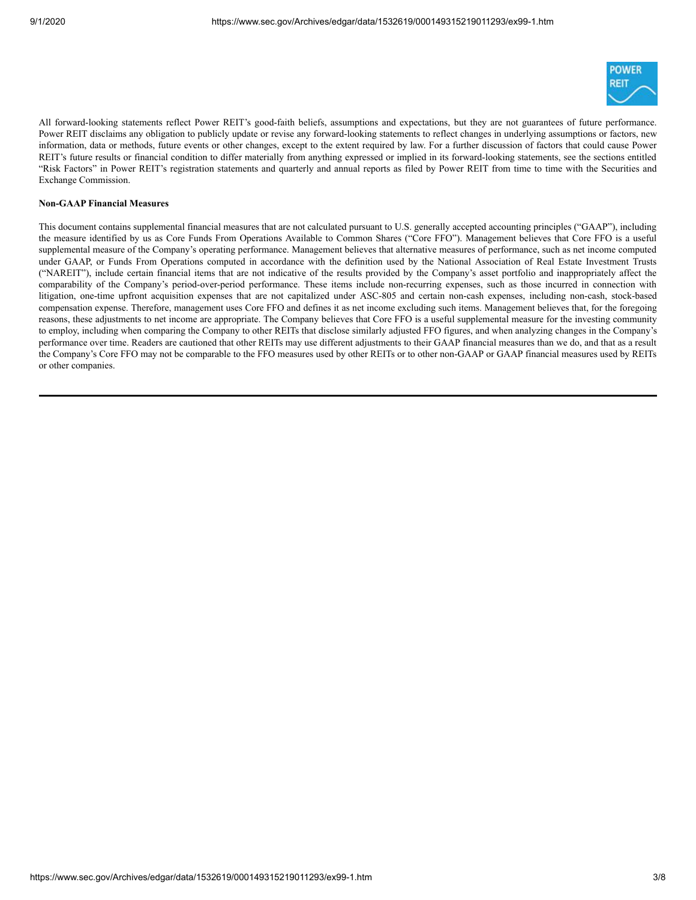All forward-looking statements reflect Power REIT's good-faith beliefs, assumptions and expectations, but they are not guarantees of future performance. Power REIT disclaims any obligation to publicly update or revise any forward-looking statements to reflect changes in underlying assumptions or factors, new information, data or methods, future events or other changes, except to the extent required by law. For a further discussion of factors that could cause Power REIT's future results or financial condition to differ materially from anything expressed or implied in its forward-looking statements, see the sections entitled "Risk Factors" in Power REIT's registration statements and quarterly and annual reports as filed by Power REIT from time to time with the Securities and Exchange Commission.

**Non-GAAP Financial Measures**

This document contains supplemental financial measures that are not calculated pursuant to U.S. generally accepted accounting principles ("GAAP"), including the measure identified by us as Core Funds From Operations Available to Common Shares ("Core FFO"). Management believes that Core FFO is a useful supplemental measure of the Company's operating performance. Management believes that alternative measures of performance, such as net income computed under GAAP, or Funds From Operations computed in accordance with the definition used by the National Association of Real Estate Investment Trusts ("NAREIT"), include certain financial items that are not indicative of the results provided by the Company's asset portfolio and inappropriately affect the comparability of the Company's period-over-period performance. These items include non-recurring expenses, such as those incurred in connection with litigation, one-time upfront acquisition expenses that are not capitalized under ASC-805 and certain non-cash expenses, including non-cash, stock-based compensation expense. Therefore, management uses Core FFO and defines it as net income excluding such items. Management believes that, for the foregoing reasons, these adjustments to net income are appropriate. The Company believes that Core FFO is a useful supplemental measure for the investing community to employ, including when comparing the Company to other REITs that disclose similarly adjusted FFO figures, and when analyzing changes in the Company's performance over time. Readers are cautioned that other REITs may use different adjustments to their GAAP financial measures than we do, and that as a result the Company's Core FFO may not be comparable to the FFO measures used by other REITs or to other non-GAAP or GAAP financial measures used by REITs or other companies.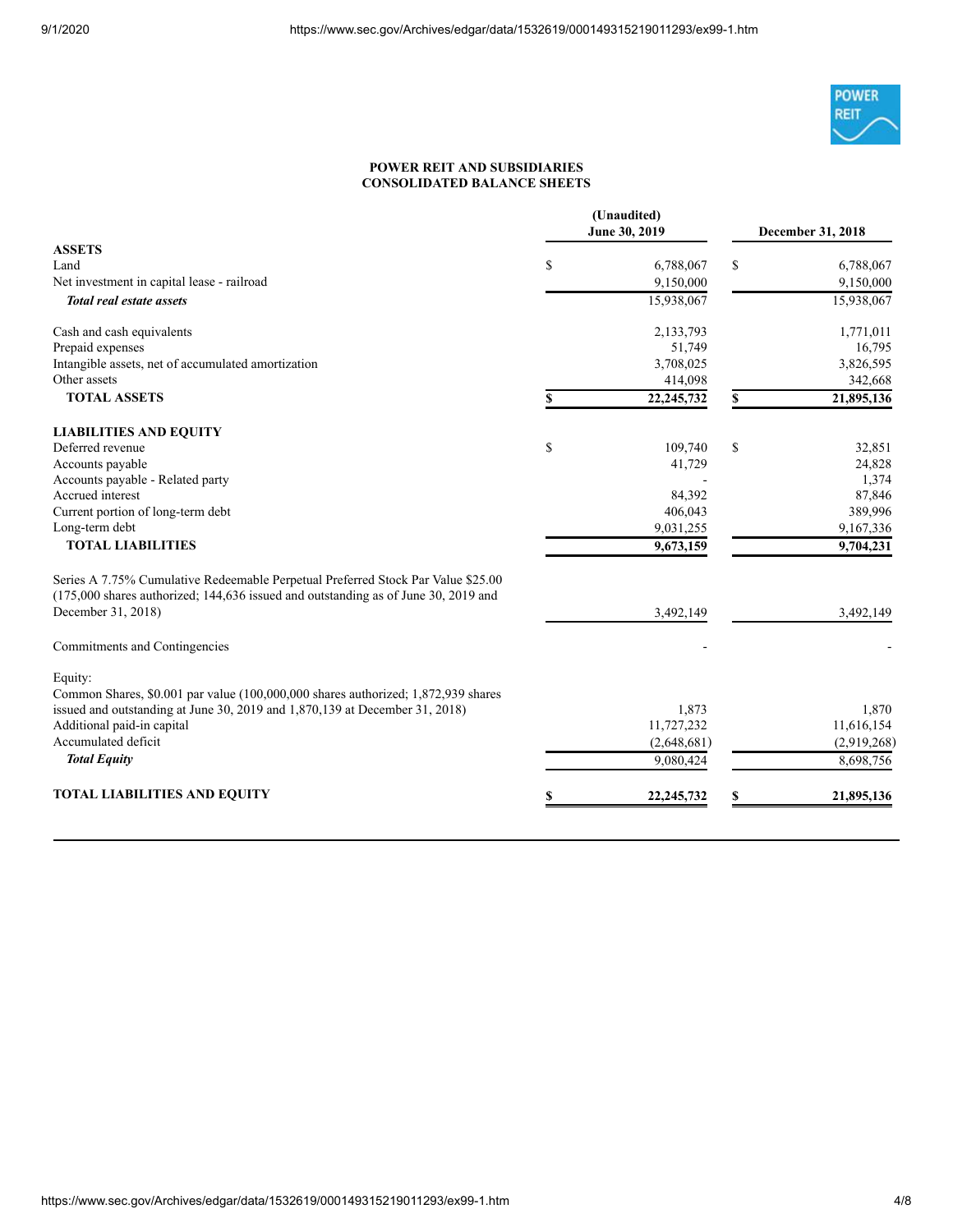**POWER REIT AND SUBSIDIARIES**
**CONSOLIDATED BALANCE SHEETS**

| | (Unaudited) June 30, 2019 | December 31, 2018 |
|---|---|---|
| **ASSETS** | | |
| Land | $ 6,788,067 | $ 6,788,067 |
| Net investment in capital lease - railroad | 9,150,000 | 9,150,000 |
| ***Total real estate assets*** | 15,938,067 | 15,938,067 |
| | | |
| Cash and cash equivalents | 2,133,793 | 1,771,011 |
| Prepaid expenses | 51,749 | 16,795 |
| Intangible assets, net of accumulated amortization | 3,708,025 | 3,826,595 |
| Other assets | 414,098 | 342,668 |
| **TOTAL ASSETS** | **$ 22,245,732** | **$ 21,895,136** |
| | | |
| **LIABILITIES AND EQUITY** | | |
| Deferred revenue | $ 109,740 | $ 32,851 |
| Accounts payable | 41,729 | 24,828 |
| Accounts payable - Related party | - | 1,374 |
| Accrued interest | 84,392 | 87,846 |
| Current portion of long-term debt | 406,043 | 389,996 |
| Long-term debt | 9,031,255 | 9,167,336 |
| **TOTAL LIABILITIES** | **9,673,159** | **9,704,231** |
| | | |
| Series A 7.75% Cumulative Redeemable Perpetual Preferred Stock Par Value $25.00 (175,000 shares authorized; 144,636 issued and outstanding as of June 30, 2019 and December 31, 2018) | 3,492,149 | 3,492,149 |
| | | |
| Commitments and Contingencies | - | - |
| | | |
| Equity: | | |
| Common Shares, $0.001 par value (100,000,000 shares authorized; 1,872,939 shares issued and outstanding at June 30, 2019 and 1,870,139 at December 31, 2018) | 1,873 | 1,870 |
| Additional paid-in capital | 11,727,232 | 11,616,154 |
| Accumulated deficit | (2,648,681) | (2,919,268) |
| ***Total Equity*** | 9,080,424 | 8,698,756 |
| | | |
| **TOTAL LIABILITIES AND EQUITY** | **$ 22,245,732** | **$ 21,895,136** |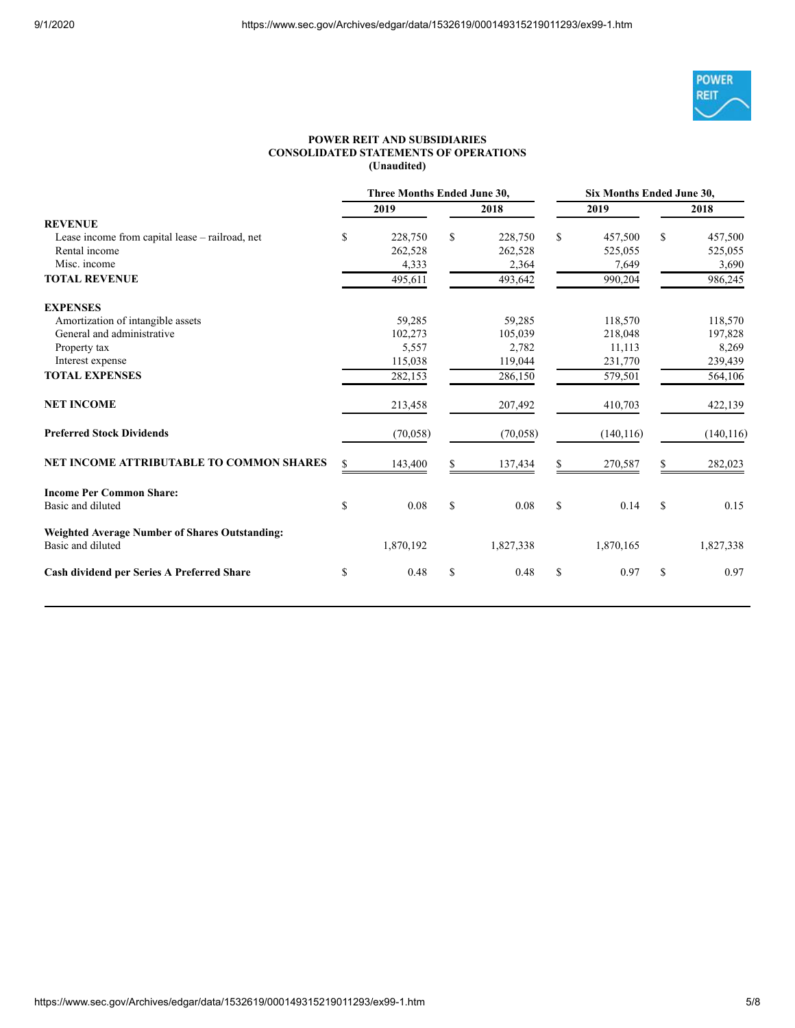**POWER REIT AND SUBSIDIARIES**
**CONSOLIDATED STATEMENTS OF OPERATIONS**
**(Unaudited)**

| | Three Months Ended June 30, | | Six Months Ended June 30, | |
|---|---|---|---|---|
| | 2019 | 2018 | 2019 | 2018 |
| **REVENUE** | | | | |
| Lease income from capital lease – railroad, net | $ 228,750 | $ 228,750 | $ 457,500 | $ 457,500 |
| Rental income | 262,528 | 262,528 | 525,055 | 525,055 |
| Misc. income | 4,333 | 2,364 | 7,649 | 3,690 |
| **TOTAL REVENUE** | 495,611 | 493,642 | 990,204 | 986,245 |
| **EXPENSES** | | | | |
| Amortization of intangible assets | 59,285 | 59,285 | 118,570 | 118,570 |
| General and administrative | 102,273 | 105,039 | 218,048 | 197,828 |
| Property tax | 5,557 | 2,782 | 11,113 | 8,269 |
| Interest expense | 115,038 | 119,044 | 231,770 | 239,439 |
| **TOTAL EXPENSES** | 282,153 | 286,150 | 579,501 | 564,106 |
| **NET INCOME** | 213,458 | 207,492 | 410,703 | 422,139 |
| **Preferred Stock Dividends** | (70,058) | (70,058) | (140,116) | (140,116) |
| **NET INCOME ATTRIBUTABLE TO COMMON SHARES** | $ 143,400 | $ 137,434 | $ 270,587 | $ 282,023 |
| **Income Per Common Share:** | | | | |
| Basic and diluted | $ 0.08 | $ 0.08 | $ 0.14 | $ 0.15 |
| **Weighted Average Number of Shares Outstanding:** | | | | |
| Basic and diluted | 1,870,192 | 1,827,338 | 1,870,165 | 1,827,338 |
| **Cash dividend per Series A Preferred Share** | $ 0.48 | $ 0.48 | $ 0.97 | $ 0.97 |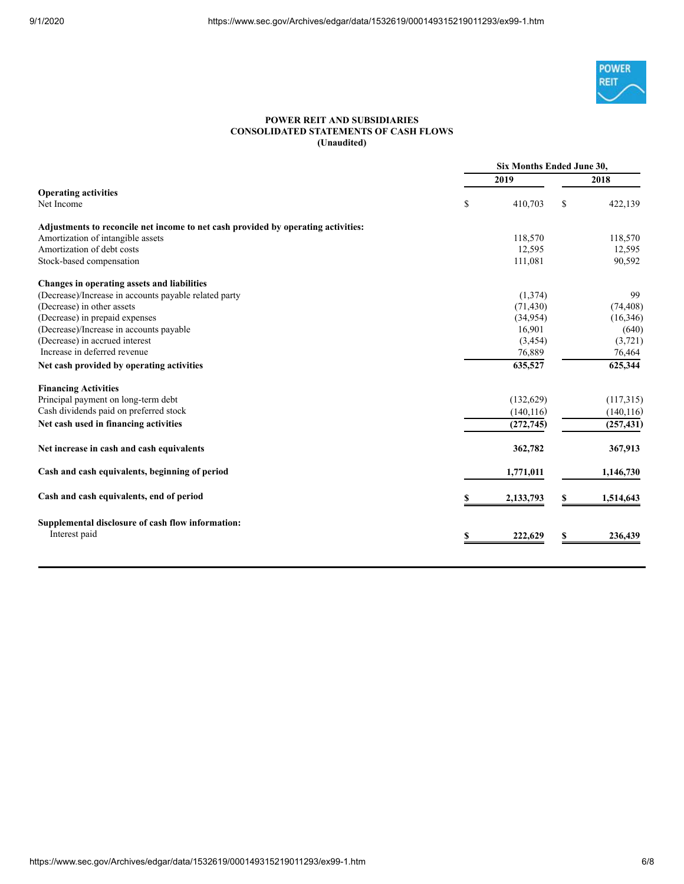**POWER REIT AND SUBSIDIARIES**
**CONSOLIDATED STATEMENTS OF CASH FLOWS**
**(Unaudited)**

| | Six Months Ended June 30, | |
|---|---|---|
| | 2019 | 2018 |
| **Operating activities** | | |
| Net Income | $ 410,703 | $ 422,139 |
| | | |
| **Adjustments to reconcile net income to net cash provided by operating activities:** | | |
| Amortization of intangible assets | 118,570 | 118,570 |
| Amortization of debt costs | 12,595 | 12,595 |
| Stock-based compensation | 111,081 | 90,592 |
| | | |
| **Changes in operating assets and liabilities** | | |
| (Decrease)/Increase in accounts payable related party | (1,374) | 99 |
| (Decrease) in other assets | (71,430) | (74,408) |
| (Decrease) in prepaid expenses | (34,954) | (16,346) |
| (Decrease)/Increase in accounts payable | 16,901 | (640) |
| (Decrease) in accrued interest | (3,454) | (3,721) |
| Increase in deferred revenue | 76,889 | 76,464 |
| **Net cash provided by operating activities** | **635,527** | **625,344** |
| | | |
| **Financing Activities** | | |
| Principal payment on long-term debt | (132,629) | (117,315) |
| Cash dividends paid on preferred stock | (140,116) | (140,116) |
| **Net cash used in financing activities** | **(272,745)** | **(257,431)** |
| | | |
| **Net increase in cash and cash equivalents** | **362,782** | **367,913** |
| | | |
| **Cash and cash equivalents, beginning of period** | **1,771,011** | **1,146,730** |
| | | |
| **Cash and cash equivalents, end of period** | **$ 2,133,793** | **$ 1,514,643** |
| | | |
| **Supplemental disclosure of cash flow information:** | | |
| Interest paid | **$ 222,629** | **$ 236,439** |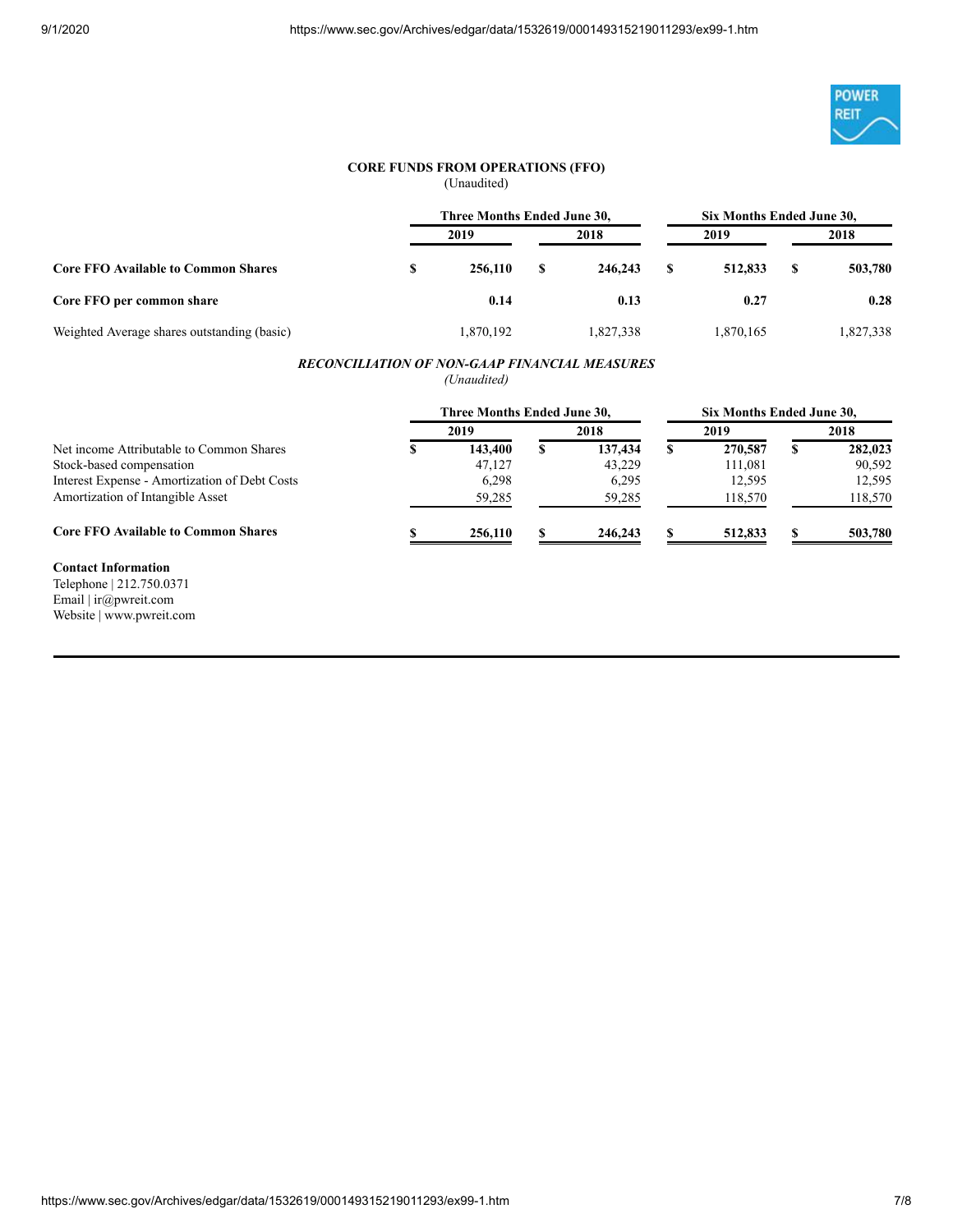## CORE FUNDS FROM OPERATIONS (FFO)

(Unaudited)

| | Three Months Ended June 30, | | Six Months Ended June 30, | |
|---|---|---|---|---|
| | 2019 | 2018 | 2019 | 2018 |
| **Core FFO Available to Common Shares** | **$ 256,110** | **$ 246,243** | **$ 512,833** | **$ 503,780** |
| **Core FFO per common share** | **0.14** | **0.13** | **0.27** | **0.28** |
| Weighted Average shares outstanding (basic) | 1,870,192 | 1,827,338 | 1,870,165 | 1,827,338 |

### *RECONCILIATION OF NON-GAAP FINANCIAL MEASURES*

*(Unaudited)*

| | Three Months Ended June 30, | | Six Months Ended June 30, | |
|---|---|---|---|---|
| | 2019 | 2018 | 2019 | 2018 |
| Net income Attributable to Common Shares | **$ 143,400** | **$ 137,434** | **$ 270,587** | **$ 282,023** |
| Stock-based compensation | 47,127 | 43,229 | 111,081 | 90,592 |
| Interest Expense - Amortization of Debt Costs | 6,298 | 6,295 | 12,595 | 12,595 |
| Amortization of Intangible Asset | 59,285 | 59,285 | 118,570 | 118,570 |
| **Core FFO Available to Common Shares** | **$ 256,110** | **$ 246,243** | **$ 512,833** | **$ 503,780** |

**Contact Information**
Telephone | 212.750.0371
Email | ir@pwreit.com
Website | www.pwreit.com